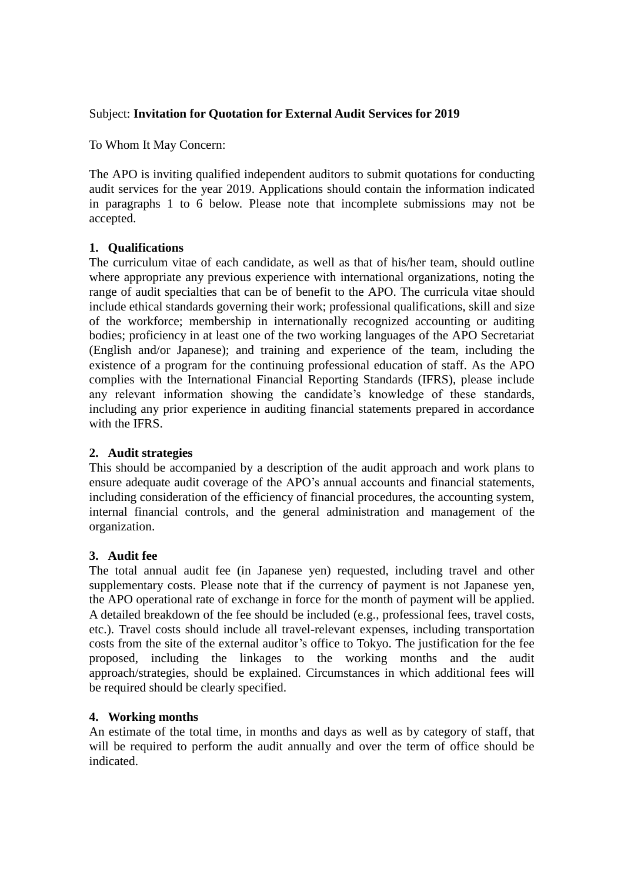Subject: **Invitation for Quotation for External Audit Services for 2019**

To Whom It May Concern:

The APO is inviting qualified independent auditors to submit quotations for conducting audit services for the year 2019. Applications should contain the information indicated in paragraphs 1 to 6 below. Please note that incomplete submissions may not be accepted.

**1. Qualifications**

The curriculum vitae of each candidate, as well as that of his/her team, should outline where appropriate any previous experience with international organizations, noting the range of audit specialties that can be of benefit to the APO. The curricula vitae should include ethical standards governing their work; professional qualifications, skill and size of the workforce; membership in internationally recognized accounting or auditing bodies; proficiency in at least one of the two working languages of the APO Secretariat (English and/or Japanese); and training and experience of the team, including the existence of a program for the continuing professional education of staff. As the APO complies with the International Financial Reporting Standards (IFRS), please include any relevant information showing the candidate's knowledge of these standards, including any prior experience in auditing financial statements prepared in accordance with the IFRS.

**2. Audit strategies**

This should be accompanied by a description of the audit approach and work plans to ensure adequate audit coverage of the APO's annual accounts and financial statements, including consideration of the efficiency of financial procedures, the accounting system, internal financial controls, and the general administration and management of the organization.

**3. Audit fee**

The total annual audit fee (in Japanese yen) requested, including travel and other supplementary costs. Please note that if the currency of payment is not Japanese yen, the APO operational rate of exchange in force for the month of payment will be applied. A detailed breakdown of the fee should be included (e.g., professional fees, travel costs, etc.). Travel costs should include all travel-relevant expenses, including transportation costs from the site of the external auditor's office to Tokyo. The justification for the fee proposed, including the linkages to the working months and the audit approach/strategies, should be explained. Circumstances in which additional fees will be required should be clearly specified.

**4. Working months**

An estimate of the total time, in months and days as well as by category of staff, that will be required to perform the audit annually and over the term of office should be indicated.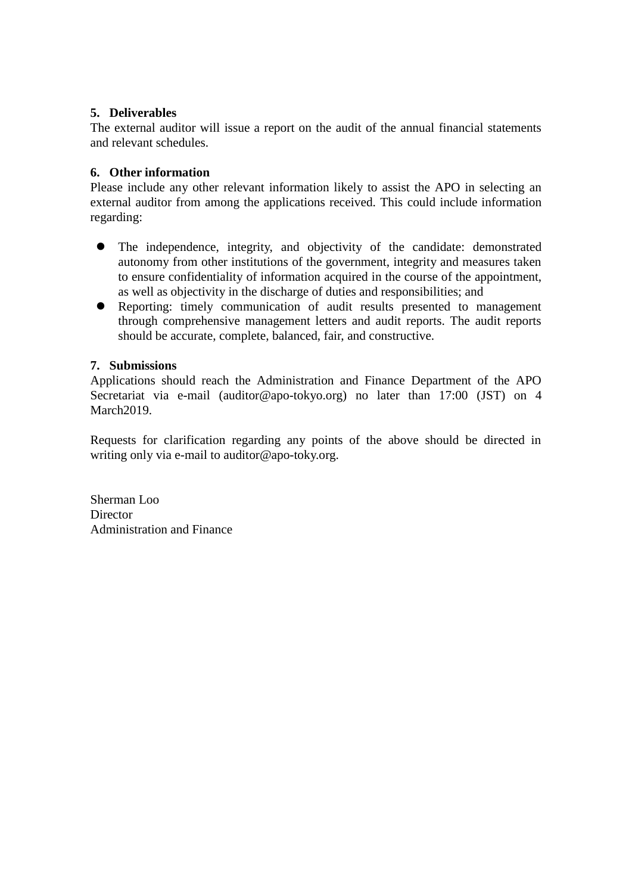**5. Deliverables**

The external auditor will issue a report on the audit of the annual financial statements and relevant schedules.

**6. Other information**

Please include any other relevant information likely to assist the APO in selecting an external auditor from among the applications received. This could include information regarding:

- The independence, integrity, and objectivity of the candidate: demonstrated autonomy from other institutions of the government, integrity and measures taken to ensure confidentiality of information acquired in the course of the appointment, as well as objectivity in the discharge of duties and responsibilities; and
- Reporting: timely communication of audit results presented to management through comprehensive management letters and audit reports. The audit reports should be accurate, complete, balanced, fair, and constructive.

**7. Submissions**

Applications should reach the Administration and Finance Department of the APO Secretariat via e-mail (auditor@apo-tokyo.org) no later than 17:00 (JST) on 4 March2019.

Requests for clarification regarding any points of the above should be directed in writing only via e-mail to auditor@apo-toky.org.

Sherman Loo
Director
Administration and Finance